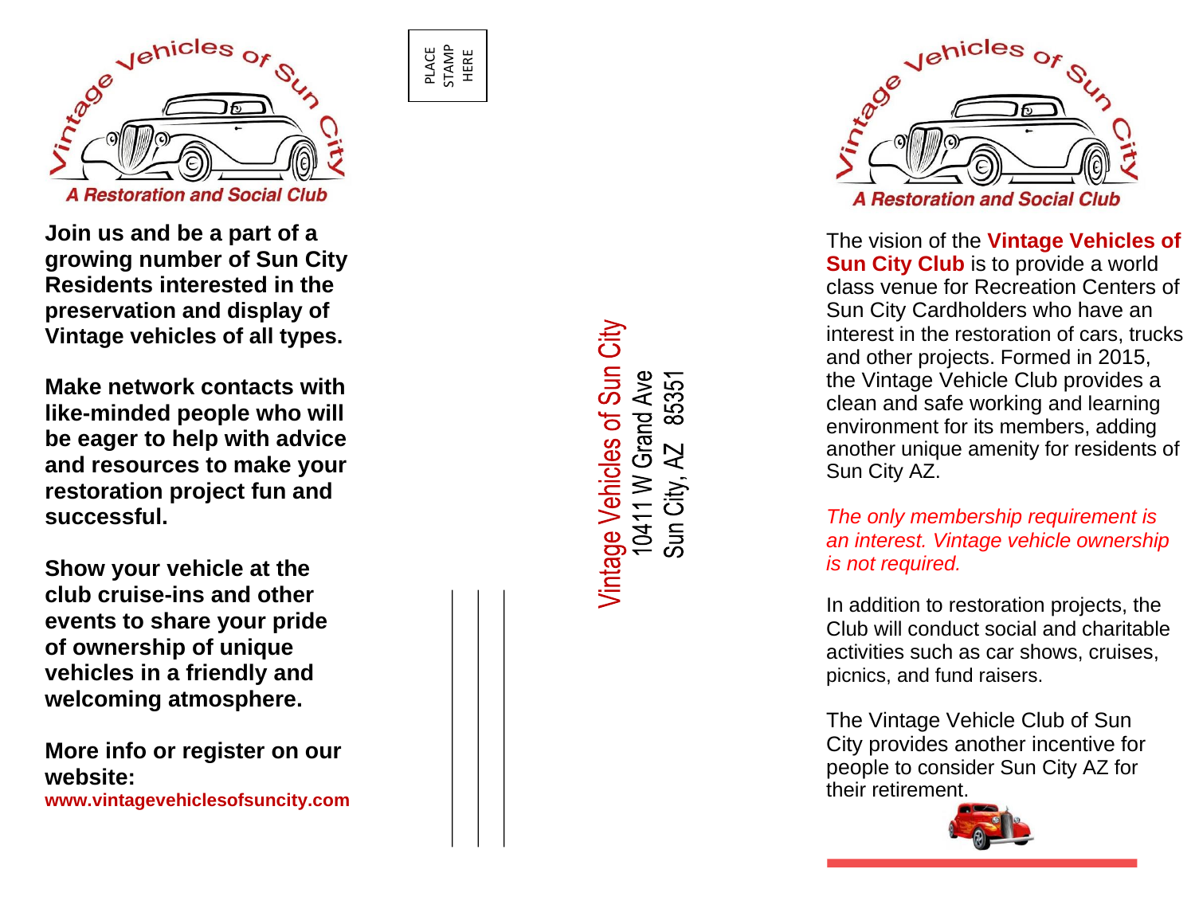Vintage Vehicles of Sun City

*A Restoration and Social Club*

**Join us and be a part of a growing number of Sun City Residents interested in the preservation and display of Vintage vehicles of all types.**

**Make network contacts with like-minded people who will be eager to help with advice and resources to make your restoration project fun and successful.**

**Show your vehicle at the club cruise-ins and other events to share your pride of ownership of unique vehicles in a friendly and welcoming atmosphere.**

**More info or register on our website:**
**www.vintagevehiclesofsuncity.com**

PLACE STAMP HERE

Vintage Vehicles of Sun City
10411 W Grand Ave
Sun City, AZ 85351

Vintage Vehicles of Sun City

*A Restoration and Social Club*

The vision of the **Vintage Vehicles of Sun City Club** is to provide a world class venue for Recreation Centers of Sun City Cardholders who have an interest in the restoration of cars, trucks and other projects. Formed in 2015, the Vintage Vehicle Club provides a clean and safe working and learning environment for its members, adding another unique amenity for residents of Sun City AZ.

*The only membership requirement is an interest. Vintage vehicle ownership is not required.*

In addition to restoration projects, the Club will conduct social and charitable activities such as car shows, cruises, picnics, and fund raisers.

The Vintage Vehicle Club of Sun City provides another incentive for people to consider Sun City AZ for their retirement.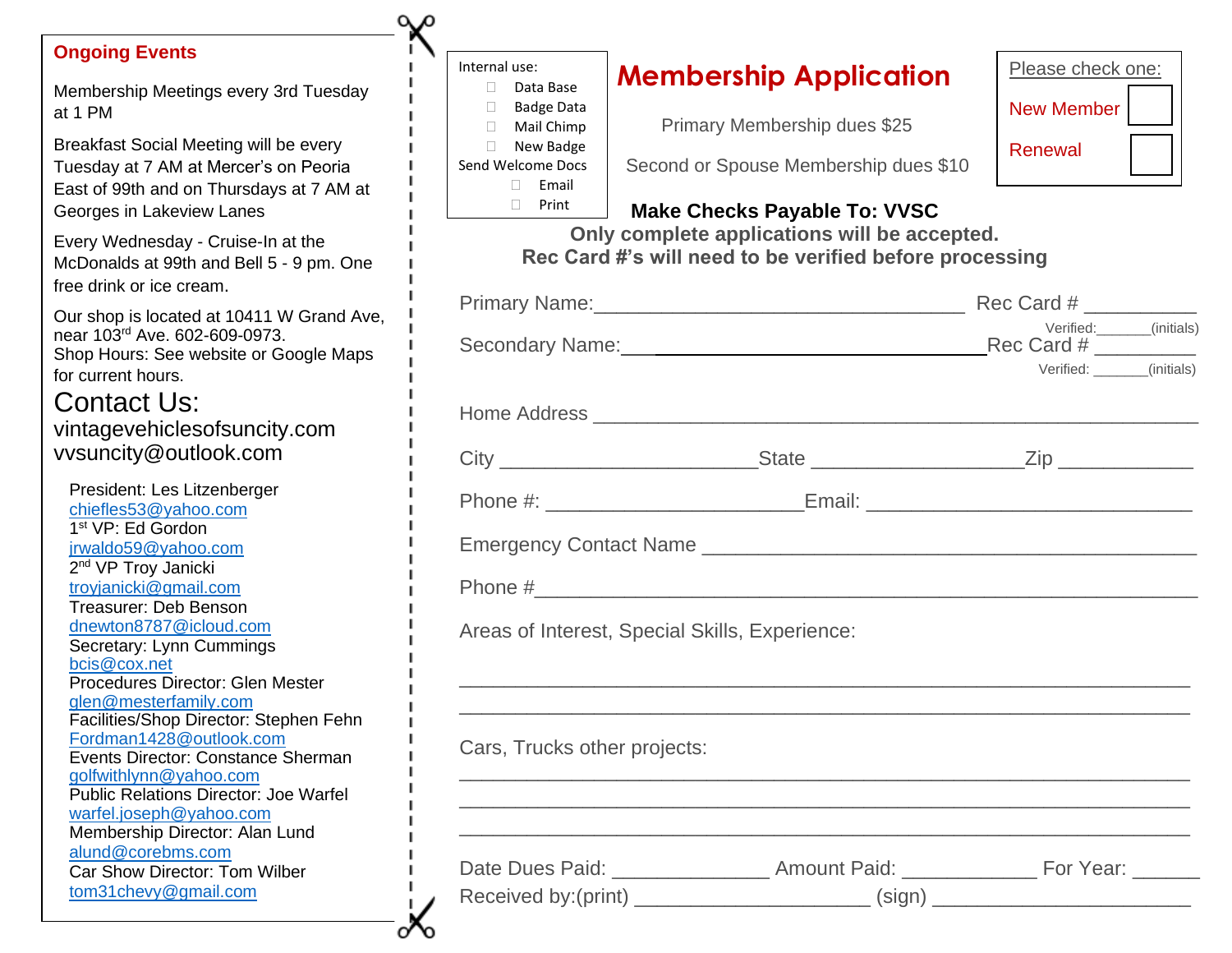## Ongoing Events

Membership Meetings every 3rd Tuesday at 1 PM

Breakfast Social Meeting will be every Tuesday at 7 AM at Mercer's on Peoria East of 99th and on Thursdays at 7 AM at Georges in Lakeview Lanes

Every Wednesday - Cruise-In at the McDonalds at 99th and Bell 5 - 9 pm. One free drink or ice cream.

Our shop is located at 10411 W Grand Ave, near 103rd Ave. 602-609-0973.
Shop Hours: See website or Google Maps for current hours.

## Contact Us:

vintagevehiclesofsuncity.com
vvsuncity@outlook.com

President: Les Litzenberger
chiefles53@yahoo.com
1st VP: Ed Gordon
jrwaldo59@yahoo.com
2nd VP Troy Janicki
troyjanicki@gmail.com
Treasurer: Deb Benson
dnewton8787@icloud.com
Secretary: Lynn Cummings
bcis@cox.net
Procedures Director: Glen Mester
glen@mesterfamily.com
Facilities/Shop Director: Stephen Fehn
Fordman1428@outlook.com
Events Director: Constance Sherman
golfwithlynn@yahoo.com
Public Relations Director: Joe Warfel
warfel.joseph@yahoo.com
Membership Director: Alan Lund
alund@corebms.com
Car Show Director: Tom Wilber
tom31chevy@gmail.com

---

Internal use:
- ☐ Data Base
- ☐ Badge Data
- ☐ Mail Chimp
- ☐ New Badge

Send Welcome Docs
- ☐ Email
- ☐ Print

# Membership Application

Primary Membership dues $25

Second or Spouse Membership dues $10

Please check one:
- New Member ☐
- Renewal ☐

**Make Checks Payable To: VVSC**

**Only complete applications will be accepted.**
**Rec Card #'s will need to be verified before processing**

Primary Name:__________________________________ Rec Card # __________
Verified:_______(initials)

Secondary Name:__________________________________ Rec Card # __________
Verified: _______(initials)

Home Address ______________________________________________

City ______________________ State __________________ Zip ____________

Phone #: ______________________ Email: ____________________________

Emergency Contact Name ____________________________________________

Phone #___________________________________________________________

Areas of Interest, Special Skills, Experience:

__________________________________________________________________

__________________________________________________________________

Cars, Trucks other projects:

__________________________________________________________________

__________________________________________________________________

__________________________________________________________________

Date Dues Paid: _____________ Amount Paid: ____________ For Year: ______

Received by:(print) _____________________ (sign) ______________________